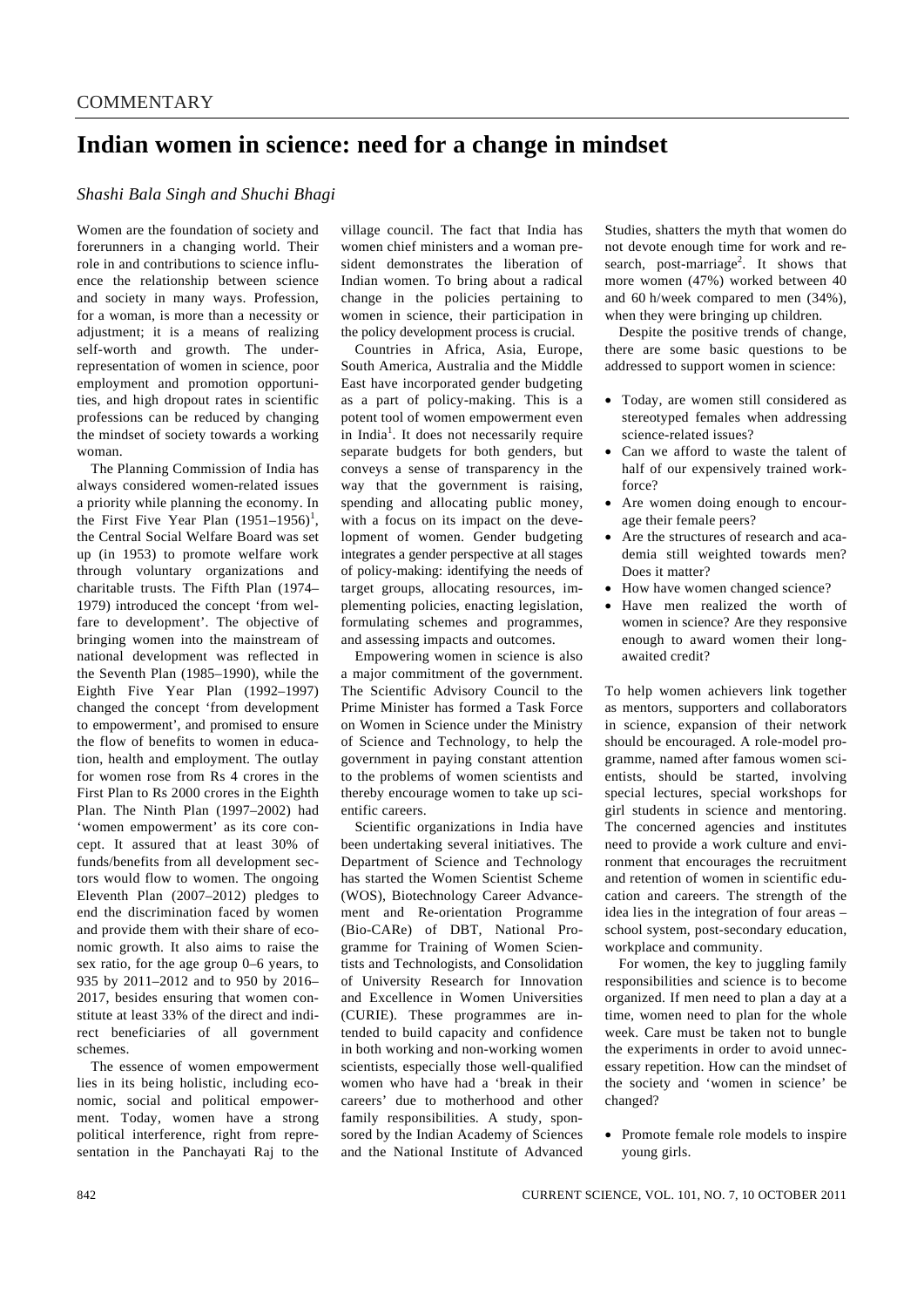COMMENTARY

# Indian women in science: need for a change in mindset

*Shashi Bala Singh and Shuchi Bhagi*

Women are the foundation of society and forerunners in a changing world. Their role in and contributions to science influence the relationship between science and society in many ways. Profession, for a woman, is more than a necessity or adjustment; it is a means of realizing self-worth and growth. The under-representation of women in science, poor employment and promotion opportunities, and high dropout rates in scientific professions can be reduced by changing the mindset of society towards a working woman.

The Planning Commission of India has always considered women-related issues a priority while planning the economy. In the First Five Year Plan (1951–1956)[1], the Central Social Welfare Board was set up (in 1953) to promote welfare work through voluntary organizations and charitable trusts. The Fifth Plan (1974–1979) introduced the concept 'from welfare to development'. The objective of bringing women into the mainstream of national development was reflected in the Seventh Plan (1985–1990), while the Eighth Five Year Plan (1992–1997) changed the concept 'from development to empowerment', and promised to ensure the flow of benefits to women in education, health and employment. The outlay for women rose from Rs 4 crores in the First Plan to Rs 2000 crores in the Eighth Plan. The Ninth Plan (1997–2002) had 'women empowerment' as its core concept. It assured that at least 30% of funds/benefits from all development sectors would flow to women. The ongoing Eleventh Plan (2007–2012) pledges to end the discrimination faced by women and provide them with their share of economic growth. It also aims to raise the sex ratio, for the age group 0–6 years, to 935 by 2011–2012 and to 950 by 2016–2017, besides ensuring that women constitute at least 33% of the direct and indirect beneficiaries of all government schemes.

The essence of women empowerment lies in its being holistic, including economic, social and political empowerment. Today, women have a strong political interference, right from representation in the Panchayati Raj to the village council. The fact that India has women chief ministers and a woman president demonstrates the liberation of Indian women. To bring about a radical change in the policies pertaining to women in science, their participation in the policy development process is crucial.

Countries in Africa, Asia, Europe, South America, Australia and the Middle East have incorporated gender budgeting as a part of policy-making. This is a potent tool of women empowerment even in India[1]. It does not necessarily require separate budgets for both genders, but conveys a sense of transparency in the way that the government is raising, spending and allocating public money, with a focus on its impact on the development of women. Gender budgeting integrates a gender perspective at all stages of policy-making: identifying the needs of target groups, allocating resources, implementing policies, enacting legislation, formulating schemes and programmes, and assessing impacts and outcomes.

Empowering women in science is also a major commitment of the government. The Scientific Advisory Council to the Prime Minister has formed a Task Force on Women in Science under the Ministry of Science and Technology, to help the government in paying constant attention to the problems of women scientists and thereby encourage women to take up scientific careers.

Scientific organizations in India have been undertaking several initiatives. The Department of Science and Technology has started the Women Scientist Scheme (WOS), Biotechnology Career Advancement and Re-orientation Programme (Bio-CARe) of DBT, National Programme for Training of Women Scientists and Technologists, and Consolidation of University Research for Innovation and Excellence in Women Universities (CURIE). These programmes are intended to build capacity and confidence in both working and non-working women scientists, especially those well-qualified women who have had a 'break in their careers' due to motherhood and other family responsibilities. A study, sponsored by the Indian Academy of Sciences and the National Institute of Advanced Studies, shatters the myth that women do not devote enough time for work and research, post-marriage[2]. It shows that more women (47%) worked between 40 and 60 h/week compared to men (34%), when they were bringing up children.

Despite the positive trends of change, there are some basic questions to be addressed to support women in science:

- Today, are women still considered as stereotyped females when addressing science-related issues?
- Can we afford to waste the talent of half of our expensively trained workforce?
- Are women doing enough to encourage their female peers?
- Are the structures of research and academia still weighted towards men? Does it matter?
- How have women changed science?
- Have men realized the worth of women in science? Are they responsive enough to award women their long-awaited credit?

To help women achievers link together as mentors, supporters and collaborators in science, expansion of their network should be encouraged. A role-model programme, named after famous women scientists, should be started, involving special lectures, special workshops for girl students in science and mentoring. The concerned agencies and institutes need to provide a work culture and environment that encourages the recruitment and retention of women in scientific education and careers. The strength of the idea lies in the integration of four areas – school system, post-secondary education, workplace and community.

For women, the key to juggling family responsibilities and science is to become organized. If men need to plan a day at a time, women need to plan for the whole week. Care must be taken not to bungle the experiments in order to avoid unnecessary repetition. How can the mindset of the society and 'women in science' be changed?

- Promote female role models to inspire young girls.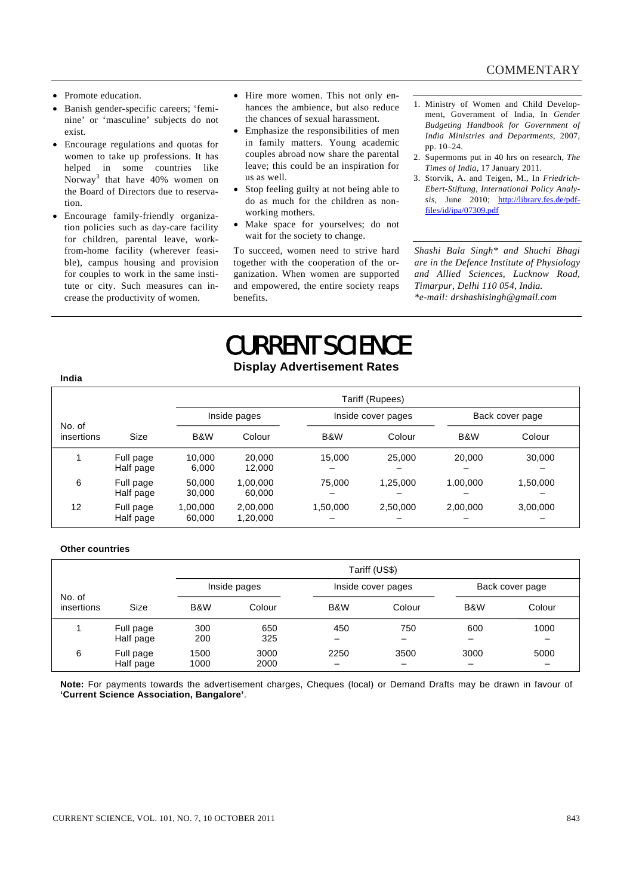- Promote education.
- Banish gender-specific careers; 'feminine' or 'masculine' subjects do not exist.
- Encourage regulations and quotas for women to take up professions. It has helped in some countries like Norway[3] that have 40% women on the Board of Directors due to reservation.
- Encourage family-friendly organization policies such as day-care facility for children, parental leave, work-from-home facility (wherever feasible), campus housing and provision for couples to work in the same institute or city. Such measures can increase the productivity of women.
- Hire more women. This not only enhances the ambience, but also reduce the chances of sexual harassment.
- Emphasize the responsibilities of men in family matters. Young academic couples abroad now share the parental leave; this could be an inspiration for us as well.
- Stop feeling guilty at not being able to do as much for the children as non-working mothers.
- Make space for yourselves; do not wait for the society to change.

To succeed, women need to strive hard together with the cooperation of the organization. When women are supported and empowered, the entire society reaps benefits.

1. Ministry of Women and Child Development, Government of India, In *Gender Budgeting Handbook for Government of India Ministries and Departments*, 2007, pp. 10–24.
2. Supermoms put in 40 hrs on research, *The Times of India*, 17 January 2011.
3. Storvik, A. and Teigen, M., In *Friedrich-Ebert-Stiftung, International Policy Analysis*, June 2010; http://library.fes.de/pdf-files/id/ipa/07309.pdf

*Shashi Bala Singh\* and Shuchi Bhagi are in the Defence Institute of Physiology and Allied Sciences, Lucknow Road, Timarpur, Delhi 110 054, India.*
*\*e-mail: drshashisingh@gmail.com*

# CURRENT SCIENCE

## Display Advertisement Rates

**India**

| No. of insertions | Size | Tariff (Rupees) Inside pages B&W | Inside pages Colour | Inside cover pages B&W | Inside cover pages Colour | Back cover page B&W | Back cover page Colour |
|---|---|---|---|---|---|---|---|
| 1 | Full page | 10,000 | 20,000 | 15,000 | 25,000 | 20,000 | 30,000 |
| | Half page | 6,000 | 12,000 | – | – | – | – |
| 6 | Full page | 50,000 | 1,00,000 | 75,000 | 1,25,000 | 1,00,000 | 1,50,000 |
| | Half page | 30,000 | 60,000 | – | – | – | – |
| 12 | Full page | 1,00,000 | 2,00,000 | 1,50,000 | 2,50,000 | 2,00,000 | 3,00,000 |
| | Half page | 60,000 | 1,20,000 | – | – | – | – |

**Other countries**

| No. of insertions | Size | Tariff (US$) Inside pages B&W | Inside pages Colour | Inside cover pages B&W | Inside cover pages Colour | Back cover page B&W | Back cover page Colour |
|---|---|---|---|---|---|---|---|
| 1 | Full page | 300 | 650 | 450 | 750 | 600 | 1000 |
| | Half page | 200 | 325 | – | – | – | – |
| 6 | Full page | 1500 | 3000 | 2250 | 3500 | 3000 | 5000 |
| | Half page | 1000 | 2000 | – | – | – | – |

**Note:** For payments towards the advertisement charges, Cheques (local) or Demand Drafts may be drawn in favour of **'Current Science Association, Bangalore'**.